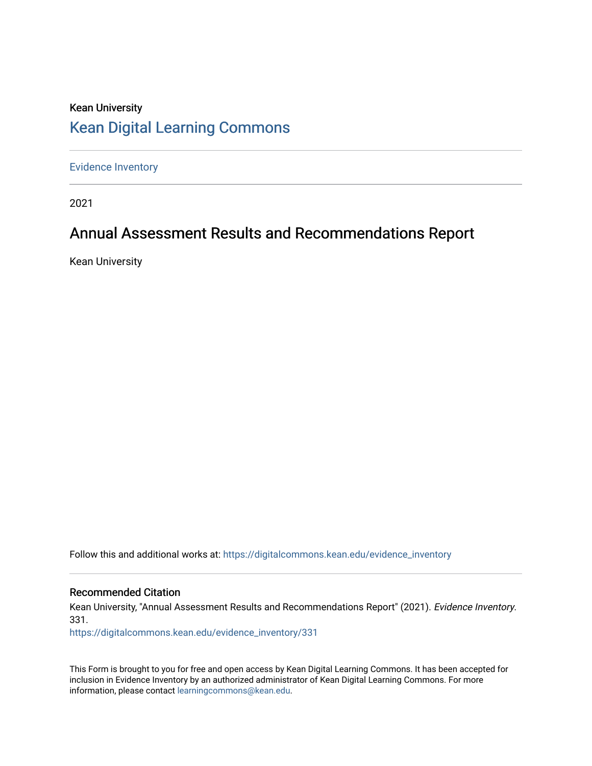Kean University

# Kean Digital Learning Commons

Evidence Inventory

2021

## Annual Assessment Results and Recommendations Report

Kean University

Follow this and additional works at: https://digitalcommons.kean.edu/evidence_inventory

### Recommended Citation

Kean University, "Annual Assessment Results and Recommendations Report" (2021). *Evidence Inventory*. 331.
https://digitalcommons.kean.edu/evidence_inventory/331

This Form is brought to you for free and open access by Kean Digital Learning Commons. It has been accepted for inclusion in Evidence Inventory by an authorized administrator of Kean Digital Learning Commons. For more information, please contact learningcommons@kean.edu.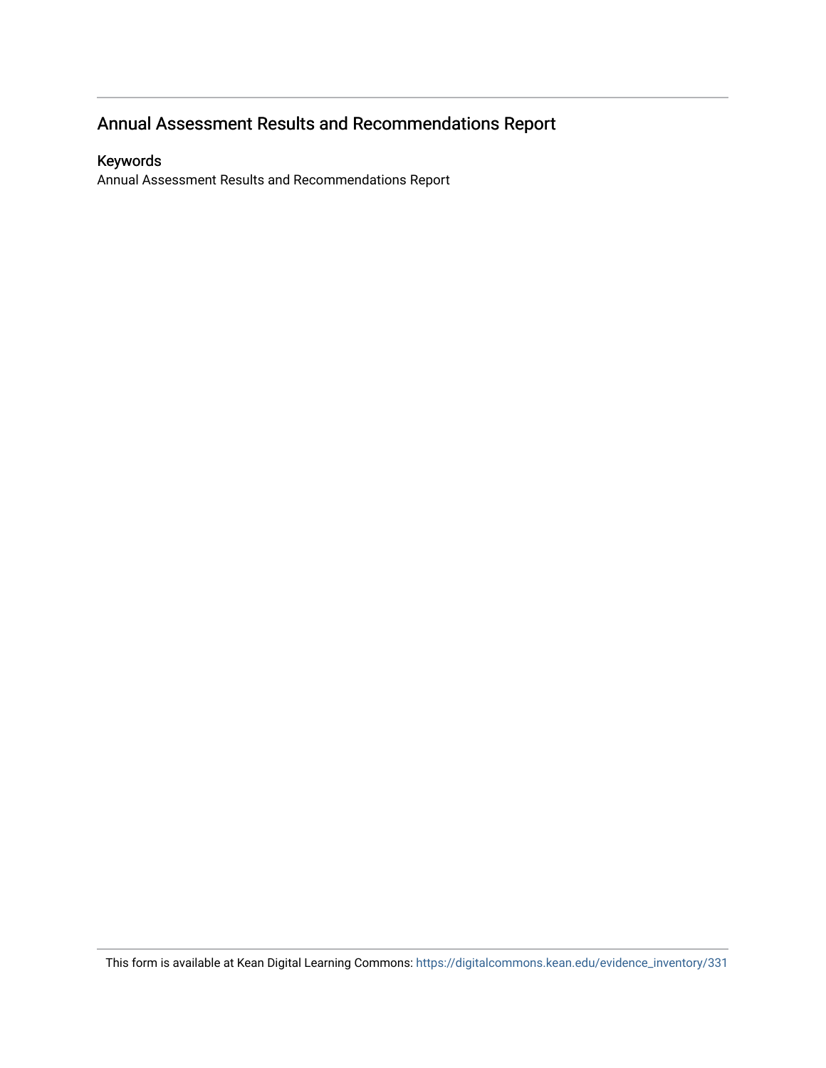## Annual Assessment Results and Recommendations Report

### Keywords

Annual Assessment Results and Recommendations Report

This form is available at Kean Digital Learning Commons: https://digitalcommons.kean.edu/evidence_inventory/331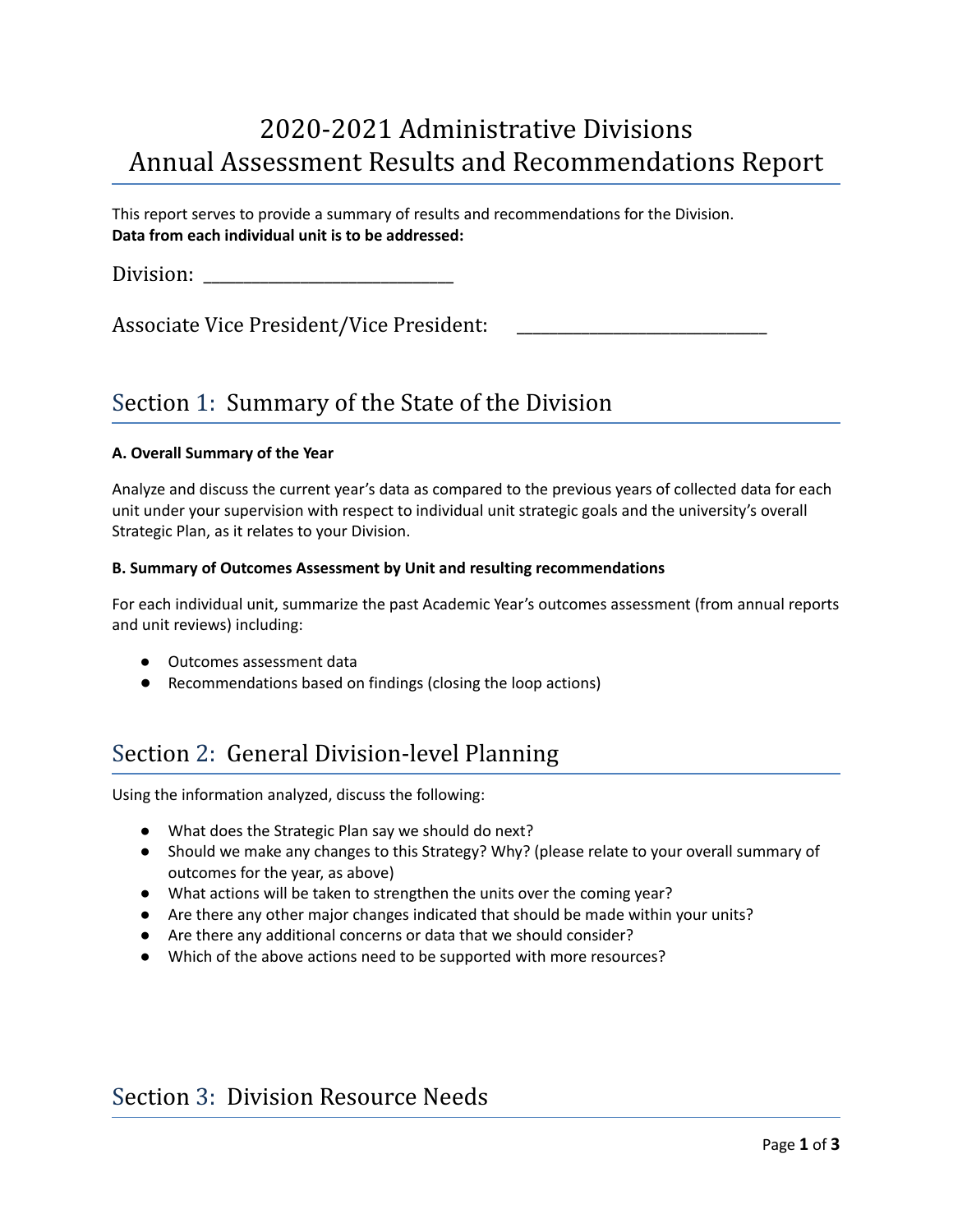# 2020-2021 Administrative Divisions Annual Assessment Results and Recommendations Report

This report serves to provide a summary of results and recommendations for the Division.
**Data from each individual unit is to be addressed:**

Division: ___________________________

Associate Vice President/Vice President: ___________________________

## Section 1: Summary of the State of the Division

**A. Overall Summary of the Year**

Analyze and discuss the current year's data as compared to the previous years of collected data for each unit under your supervision with respect to individual unit strategic goals and the university's overall Strategic Plan, as it relates to your Division.

**B. Summary of Outcomes Assessment by Unit and resulting recommendations**

For each individual unit, summarize the past Academic Year's outcomes assessment (from annual reports and unit reviews) including:

- Outcomes assessment data
- Recommendations based on findings (closing the loop actions)

## Section 2: General Division-level Planning

Using the information analyzed, discuss the following:

- What does the Strategic Plan say we should do next?
- Should we make any changes to this Strategy? Why? (please relate to your overall summary of outcomes for the year, as above)
- What actions will be taken to strengthen the units over the coming year?
- Are there any other major changes indicated that should be made within your units?
- Are there any additional concerns or data that we should consider?
- Which of the above actions need to be supported with more resources?

## Section 3: Division Resource Needs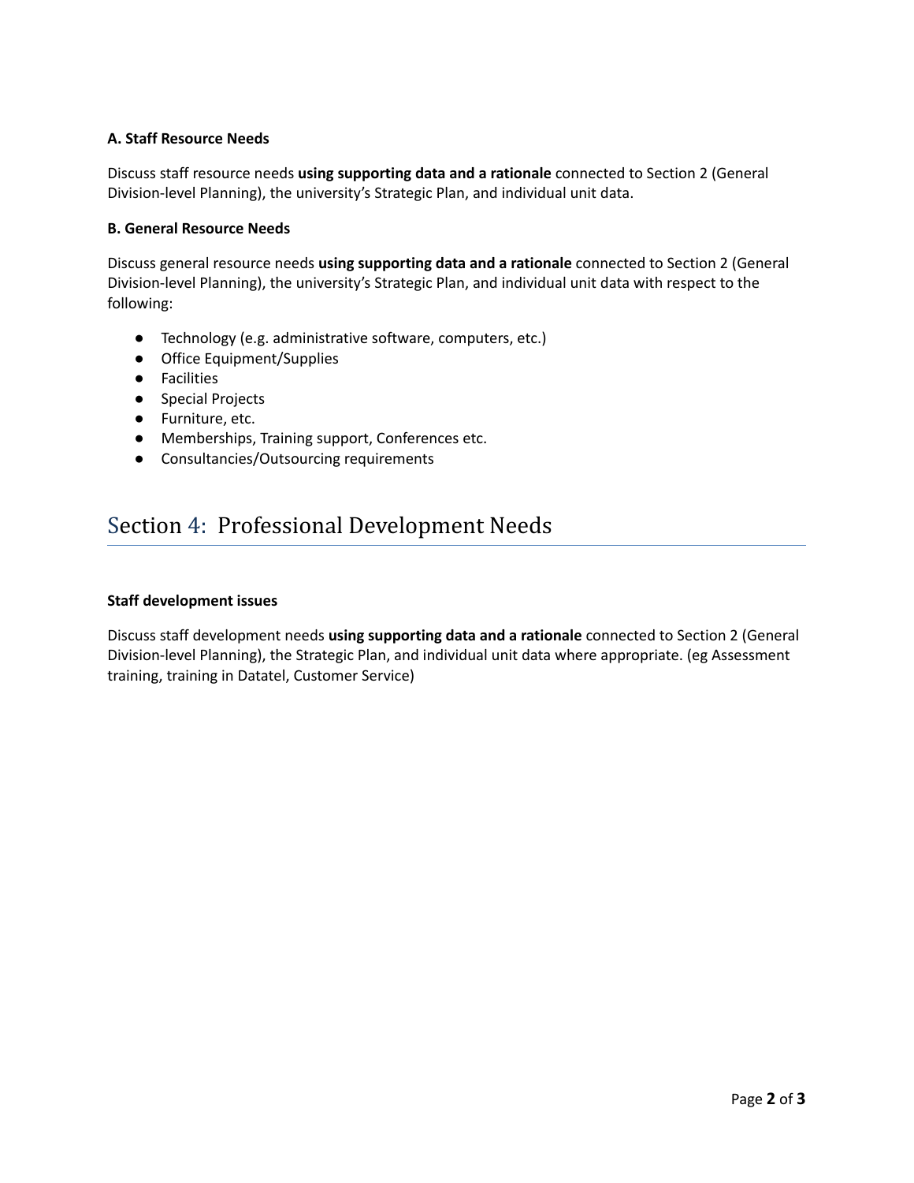**A. Staff Resource Needs**

Discuss staff resource needs **using supporting data and a rationale** connected to Section 2 (General Division-level Planning), the university's Strategic Plan, and individual unit data.

**B. General Resource Needs**

Discuss general resource needs **using supporting data and a rationale** connected to Section 2 (General Division-level Planning), the university's Strategic Plan, and individual unit data with respect to the following:

- Technology (e.g. administrative software, computers, etc.)
- Office Equipment/Supplies
- Facilities
- Special Projects
- Furniture, etc.
- Memberships, Training support, Conferences etc.
- Consultancies/Outsourcing requirements

## Section 4: Professional Development Needs

**Staff development issues**

Discuss staff development needs **using supporting data and a rationale** connected to Section 2 (General Division-level Planning), the Strategic Plan, and individual unit data where appropriate. (eg Assessment training, training in Datatel, Customer Service)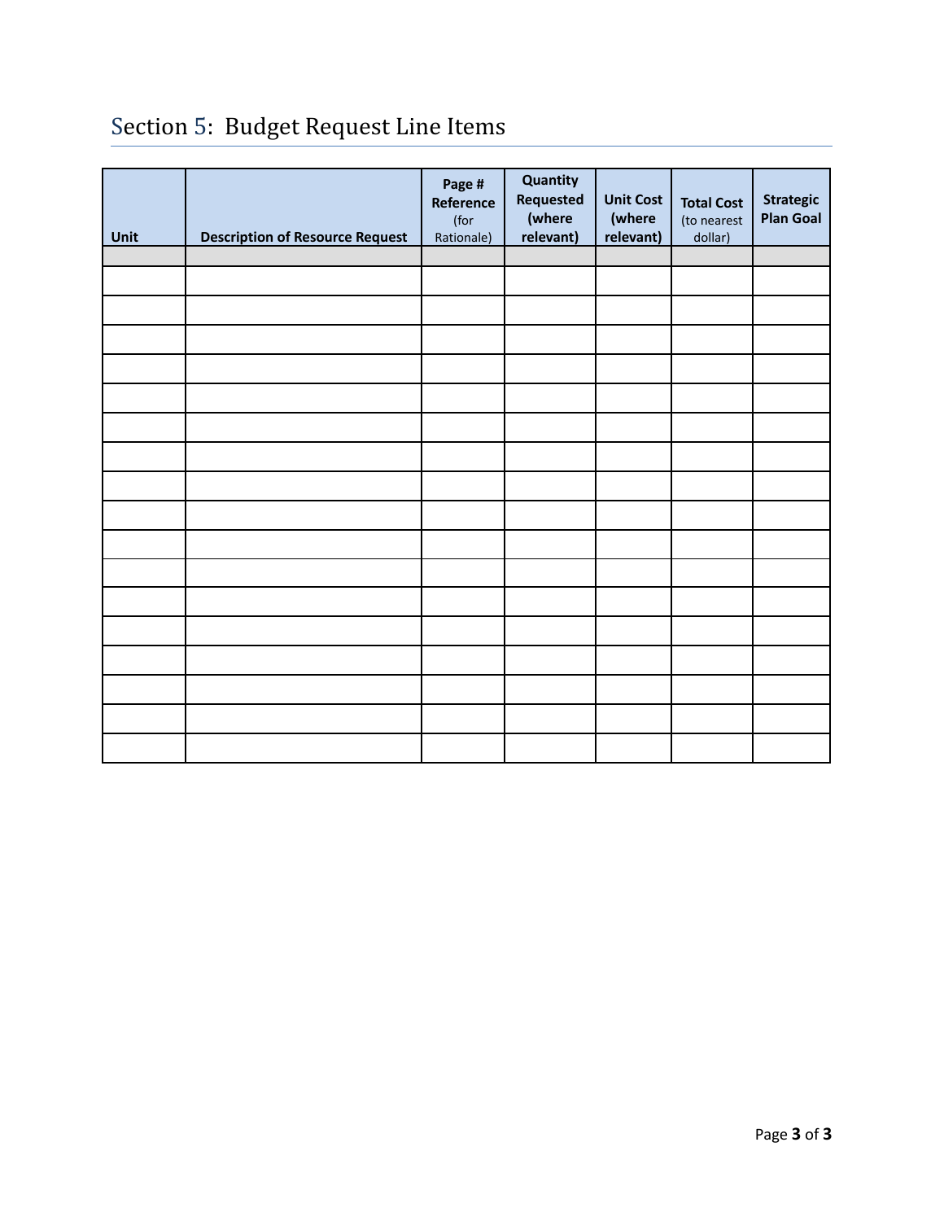## Section 5: Budget Request Line Items

| Unit | Description of Resource Request | Page # Reference (for Rationale) | Quantity Requested (where relevant) | Unit Cost (where relevant) | Total Cost (to nearest dollar) | Strategic Plan Goal |
|---|---|---|---|---|---|---|
| | | | | | | |
| | | | | | | |
| | | | | | | |
| | | | | | | |
| | | | | | | |
| | | | | | | |
| | | | | | | |
| | | | | | | |
| | | | | | | |
| | | | | | | |
| | | | | | | |
| | | | | | | |
| | | | | | | |
| | | | | | | |
| | | | | | | |
| | | | | | | |
| | | | | | | |
| | | | | | | |